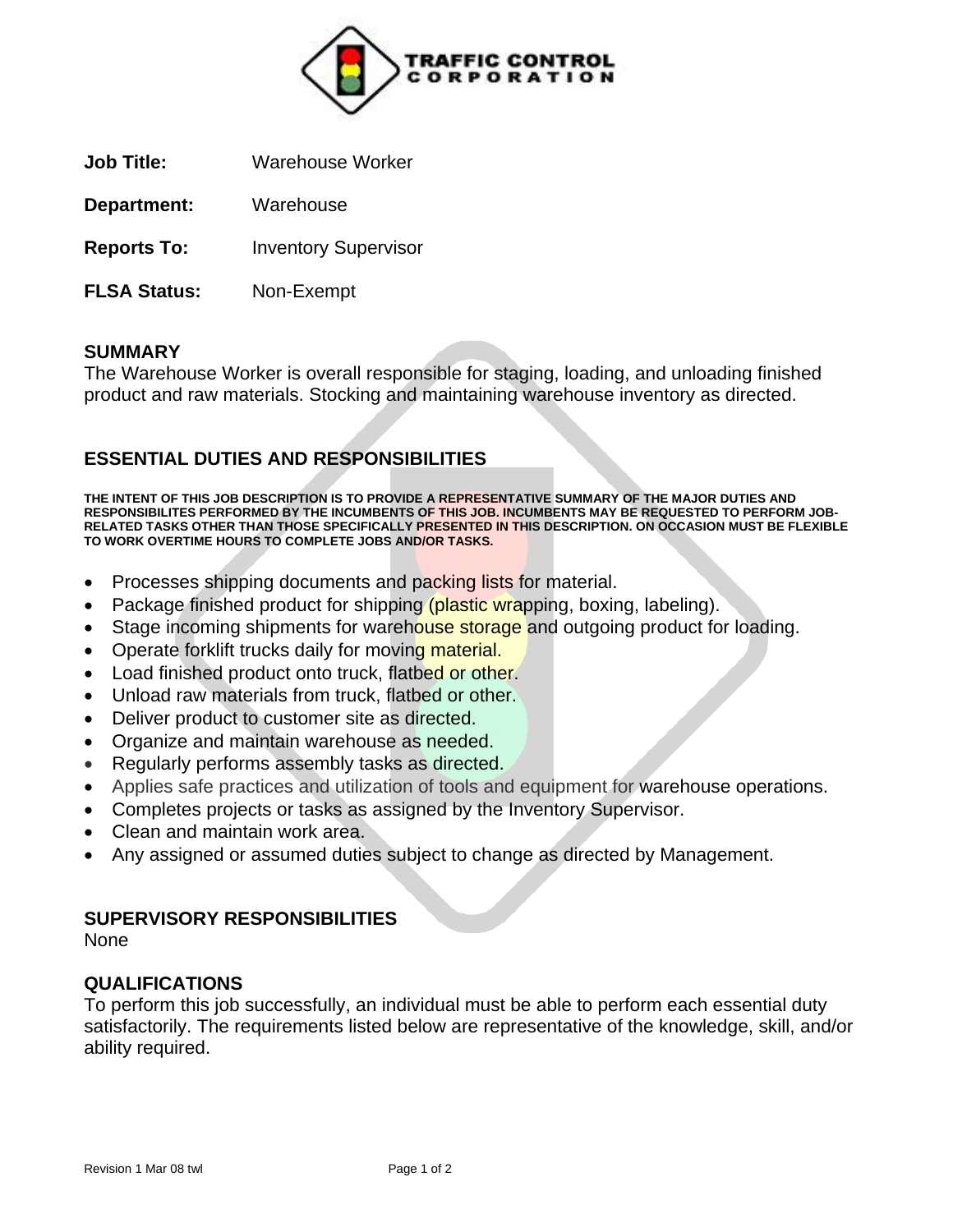**Job Title:** Warehouse Worker

**Department:** Warehouse

**Reports To:** Inventory Supervisor

**FLSA Status:** Non-Exempt

## SUMMARY

The Warehouse Worker is overall responsible for staging, loading, and unloading finished product and raw materials. Stocking and maintaining warehouse inventory as directed.

## ESSENTIAL DUTIES AND RESPONSIBILITIES

**THE INTENT OF THIS JOB DESCRIPTION IS TO PROVIDE A REPRESENTATIVE SUMMARY OF THE MAJOR DUTIES AND RESPONSIBILITES PERFORMED BY THE INCUMBENTS OF THIS JOB. INCUMBENTS MAY BE REQUESTED TO PERFORM JOB-RELATED TASKS OTHER THAN THOSE SPECIFICALLY PRESENTED IN THIS DESCRIPTION. ON OCCASION MUST BE FLEXIBLE TO WORK OVERTIME HOURS TO COMPLETE JOBS AND/OR TASKS.**

- Processes shipping documents and packing lists for material.
- Package finished product for shipping (plastic wrapping, boxing, labeling).
- Stage incoming shipments for warehouse storage and outgoing product for loading.
- Operate forklift trucks daily for moving material.
- Load finished product onto truck, flatbed or other.
- Unload raw materials from truck, flatbed or other.
- Deliver product to customer site as directed.
- Organize and maintain warehouse as needed.
- Regularly performs assembly tasks as directed.
- Applies safe practices and utilization of tools and equipment for warehouse operations.
- Completes projects or tasks as assigned by the Inventory Supervisor.
- Clean and maintain work area.
- Any assigned or assumed duties subject to change as directed by Management.

## SUPERVISORY RESPONSIBILITIES

None

## QUALIFICATIONS

To perform this job successfully, an individual must be able to perform each essential duty satisfactorily. The requirements listed below are representative of the knowledge, skill, and/or ability required.

Revision 1 Mar 08 twl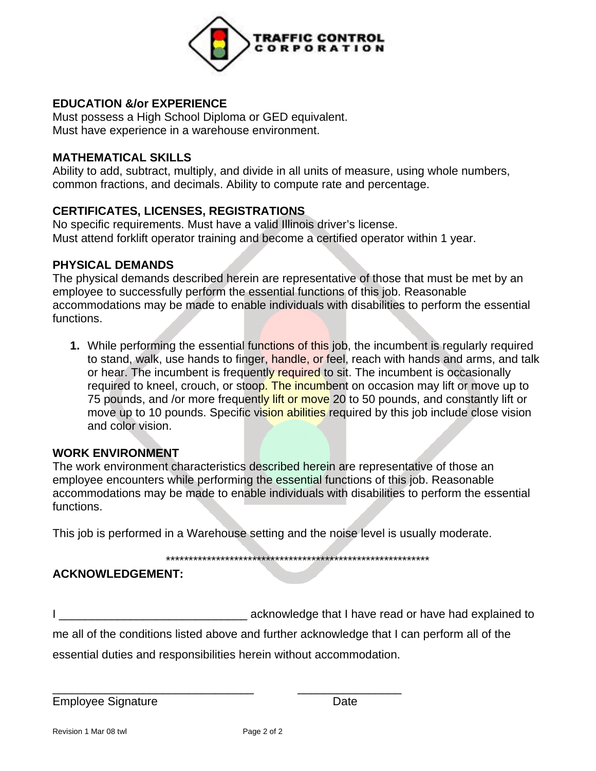**TRAFFIC CONTROL CORPORATION**

## EDUCATION &/or EXPERIENCE

Must possess a High School Diploma or GED equivalent.
Must have experience in a warehouse environment.

## MATHEMATICAL SKILLS

Ability to add, subtract, multiply, and divide in all units of measure, using whole numbers, common fractions, and decimals. Ability to compute rate and percentage.

## CERTIFICATES, LICENSES, REGISTRATIONS

No specific requirements. Must have a valid Illinois driver's license.
Must attend forklift operator training and become a certified operator within 1 year.

## PHYSICAL DEMANDS

The physical demands described herein are representative of those that must be met by an employee to successfully perform the essential functions of this job. Reasonable accommodations may be made to enable individuals with disabilities to perform the essential functions.

1. While performing the essential functions of this job, the incumbent is regularly required to stand, walk, use hands to finger, handle, or feel, reach with hands and arms, and talk or hear. The incumbent is frequently required to sit. The incumbent is occasionally required to kneel, crouch, or stoop. The incumbent on occasion may lift or move up to 75 pounds, and /or more frequently lift or move 20 to 50 pounds, and constantly lift or move up to 10 pounds. Specific vision abilities required by this job include close vision and color vision.

## WORK ENVIRONMENT

The work environment characteristics described herein are representative of those an employee encounters while performing the essential functions of this job. Reasonable accommodations may be made to enable individuals with disabilities to perform the essential functions.

This job is performed in a Warehouse setting and the noise level is usually moderate.

************************************************************

## ACKNOWLEDGEMENT:

I _____________________________ acknowledge that I have read or have had explained to me all of the conditions listed above and further acknowledge that I can perform all of the essential duties and responsibilities herein without accommodation.

________________________________ ________________

Employee Signature Date

Revision 1 Mar 08 twl